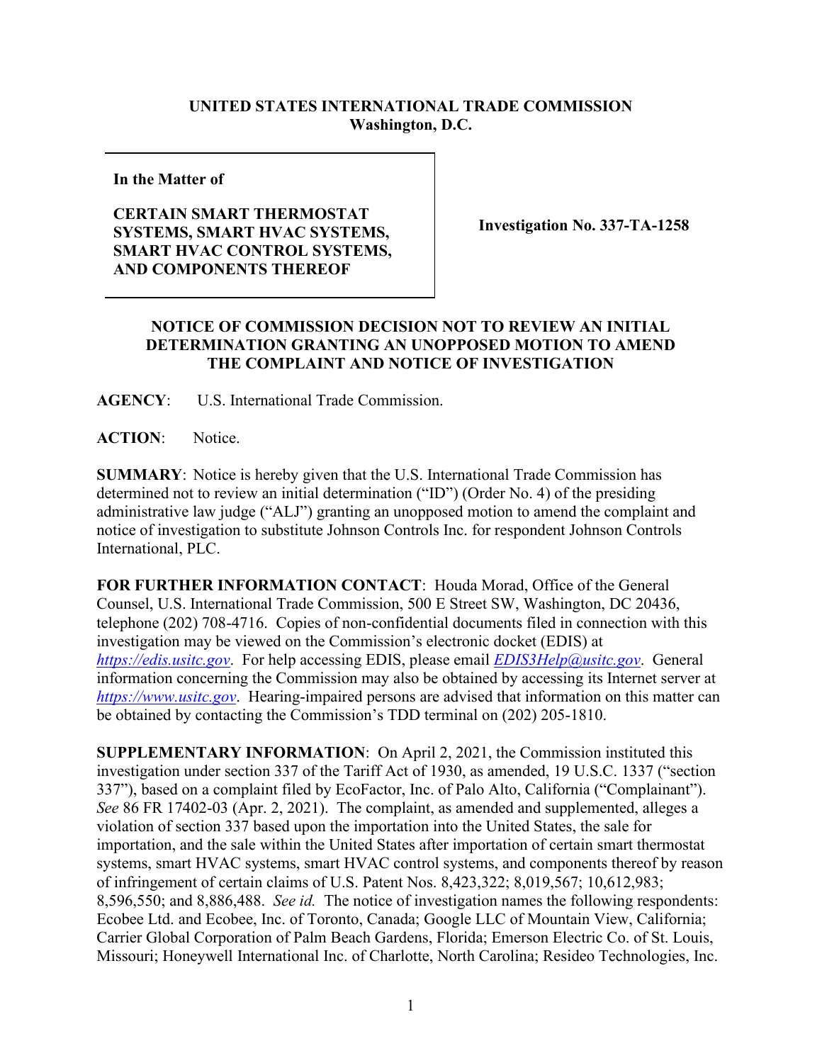**UNITED STATES INTERNATIONAL TRADE COMMISSION**
**Washington, D.C.**

| | |
|---|---|
| **In the Matter of**<br><br>**CERTAIN SMART THERMOSTAT SYSTEMS, SMART HVAC SYSTEMS, SMART HVAC CONTROL SYSTEMS, AND COMPONENTS THEREOF** | **Investigation No. 337-TA-1258** |

**NOTICE OF COMMISSION DECISION NOT TO REVIEW AN INITIAL DETERMINATION GRANTING AN UNOPPOSED MOTION TO AMEND THE COMPLAINT AND NOTICE OF INVESTIGATION**

**AGENCY**: U.S. International Trade Commission.

**ACTION**: Notice.

**SUMMARY**: Notice is hereby given that the U.S. International Trade Commission has determined not to review an initial determination ("ID") (Order No. 4) of the presiding administrative law judge ("ALJ") granting an unopposed motion to amend the complaint and notice of investigation to substitute Johnson Controls Inc. for respondent Johnson Controls International, PLC.

**FOR FURTHER INFORMATION CONTACT**: Houda Morad, Office of the General Counsel, U.S. International Trade Commission, 500 E Street SW, Washington, DC 20436, telephone (202) 708-4716. Copies of non-confidential documents filed in connection with this investigation may be viewed on the Commission's electronic docket (EDIS) at *https://edis.usitc.gov*. For help accessing EDIS, please email *EDIS3Help@usitc.gov*. General information concerning the Commission may also be obtained by accessing its Internet server at *https://www.usitc.gov*. Hearing-impaired persons are advised that information on this matter can be obtained by contacting the Commission's TDD terminal on (202) 205-1810.

**SUPPLEMENTARY INFORMATION**: On April 2, 2021, the Commission instituted this investigation under section 337 of the Tariff Act of 1930, as amended, 19 U.S.C. 1337 ("section 337"), based on a complaint filed by EcoFactor, Inc. of Palo Alto, California ("Complainant"). *See* 86 FR 17402-03 (Apr. 2, 2021). The complaint, as amended and supplemented, alleges a violation of section 337 based upon the importation into the United States, the sale for importation, and the sale within the United States after importation of certain smart thermostat systems, smart HVAC systems, smart HVAC control systems, and components thereof by reason of infringement of certain claims of U.S. Patent Nos. 8,423,322; 8,019,567; 10,612,983; 8,596,550; and 8,886,488. *See id.* The notice of investigation names the following respondents: Ecobee Ltd. and Ecobee, Inc. of Toronto, Canada; Google LLC of Mountain View, California; Carrier Global Corporation of Palm Beach Gardens, Florida; Emerson Electric Co. of St. Louis, Missouri; Honeywell International Inc. of Charlotte, North Carolina; Resideo Technologies, Inc.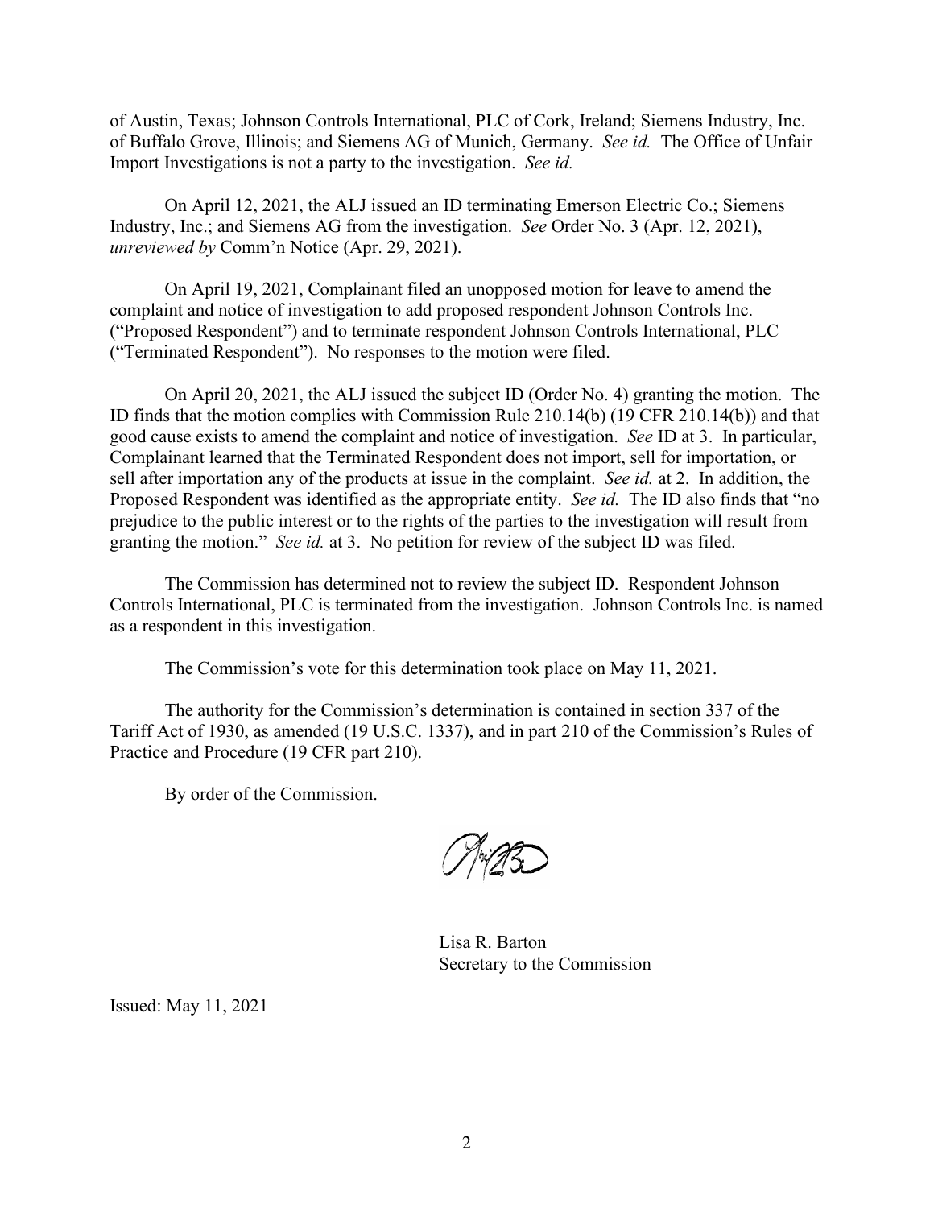of Austin, Texas; Johnson Controls International, PLC of Cork, Ireland; Siemens Industry, Inc. of Buffalo Grove, Illinois; and Siemens AG of Munich, Germany. *See id.* The Office of Unfair Import Investigations is not a party to the investigation. *See id.*

On April 12, 2021, the ALJ issued an ID terminating Emerson Electric Co.; Siemens Industry, Inc.; and Siemens AG from the investigation. *See* Order No. 3 (Apr. 12, 2021), *unreviewed by* Comm'n Notice (Apr. 29, 2021).

On April 19, 2021, Complainant filed an unopposed motion for leave to amend the complaint and notice of investigation to add proposed respondent Johnson Controls Inc. ("Proposed Respondent") and to terminate respondent Johnson Controls International, PLC ("Terminated Respondent"). No responses to the motion were filed.

On April 20, 2021, the ALJ issued the subject ID (Order No. 4) granting the motion. The ID finds that the motion complies with Commission Rule 210.14(b) (19 CFR 210.14(b)) and that good cause exists to amend the complaint and notice of investigation. *See* ID at 3. In particular, Complainant learned that the Terminated Respondent does not import, sell for importation, or sell after importation any of the products at issue in the complaint. *See id.* at 2. In addition, the Proposed Respondent was identified as the appropriate entity. *See id.* The ID also finds that "no prejudice to the public interest or to the rights of the parties to the investigation will result from granting the motion." *See id.* at 3. No petition for review of the subject ID was filed.

The Commission has determined not to review the subject ID. Respondent Johnson Controls International, PLC is terminated from the investigation. Johnson Controls Inc. is named as a respondent in this investigation.

The Commission's vote for this determination took place on May 11, 2021.

The authority for the Commission's determination is contained in section 337 of the Tariff Act of 1930, as amended (19 U.S.C. 1337), and in part 210 of the Commission's Rules of Practice and Procedure (19 CFR part 210).

By order of the Commission.

Lisa R. Barton
Secretary to the Commission

Issued: May 11, 2021